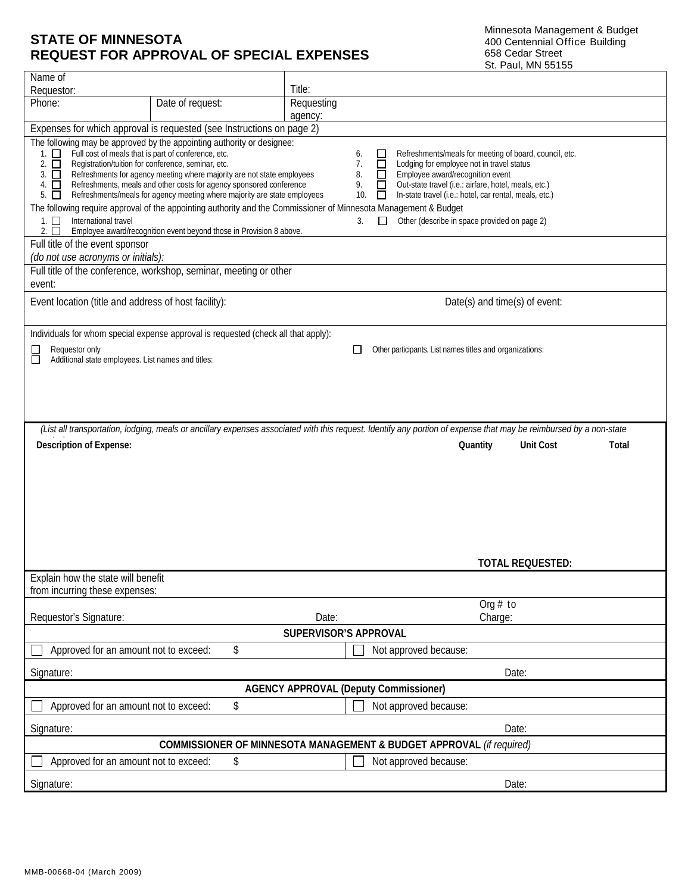# STATE OF MINNESOTA
# REQUEST FOR APPROVAL OF SPECIAL EXPENSES

Minnesota Management & Budget
400 Centennial Office Building
658 Cedar Street
St. Paul, MN 55155

| Name of Requestor: | | Title: |
|---|---|---|
| Phone: | Date of request: | Requesting agency: |

**Expenses for which approval is requested (see Instructions on page 2)**

The following may be approved by the appointing authority or designee:

1. ☐ Full cost of meals that is part of conference, etc.
2. ☐ Registration/tuition for conference, seminar, etc.
3. ☐ Refreshments for agency meeting where majority are not state employees
4. ☐ Refreshments, meals and other costs for agency sponsored conference
5. ☐ Refreshments/meals for agency meeting where majority are state employees
6. ☐ Refreshments/meals for meeting of board, council, etc.
7. ☐ Lodging for employee not in travel status
8. ☐ Employee award/recognition event
9. ☐ Out-state travel (i.e.: airfare, hotel, meals, etc.)
10. ☐ In-state travel (i.e.: hotel, car rental, meals, etc.)

The following require approval of the appointing authority and the Commissioner of Minnesota Management & Budget

1. ☐ International travel
2. ☐ Employee award/recognition event beyond those in Provision 8 above.
3. ☐ Other (describe in space provided on page 2)

Full title of the event sponsor *(do not use acronyms or initials)*:

Full title of the conference, workshop, seminar, meeting or other event:

| Event location (title and address of host facility): | Date(s) and time(s) of event: |
|---|---|

Individuals for whom special expense approval is requested (check all that apply):

☐ Requestor only
☐ Additional state employees. List names and titles:
☐ Other participants. List names titles and organizations:

*(List all transportation, lodging, meals or ancillary expenses associated with this request. Identify any portion of expense that may be reimbursed by a non-state*

| Description of Expense: | Quantity | Unit Cost | Total |
|---|---|---|---|
| | | **TOTAL REQUESTED:** | |

Explain how the state will benefit from incurring these expenses:

| Requestor's Signature: | Date: | Org # to Charge: |
|---|---|---|

**SUPERVISOR'S APPROVAL**

| ☐ Approved for an amount not to exceed: $ | ☐ Not approved because: |
|---|---|
| Signature: | Date: |

**AGENCY APPROVAL (Deputy Commissioner)**

| ☐ Approved for an amount not to exceed: $ | ☐ Not approved because: |
|---|---|
| Signature: | Date: |

**COMMISSIONER OF MINNESOTA MANAGEMENT & BUDGET APPROVAL** *(if required)*

| ☐ Approved for an amount not to exceed: $ | ☐ Not approved because: |
|---|---|
| Signature: | Date: |

MMB-00668-04 (March 2009)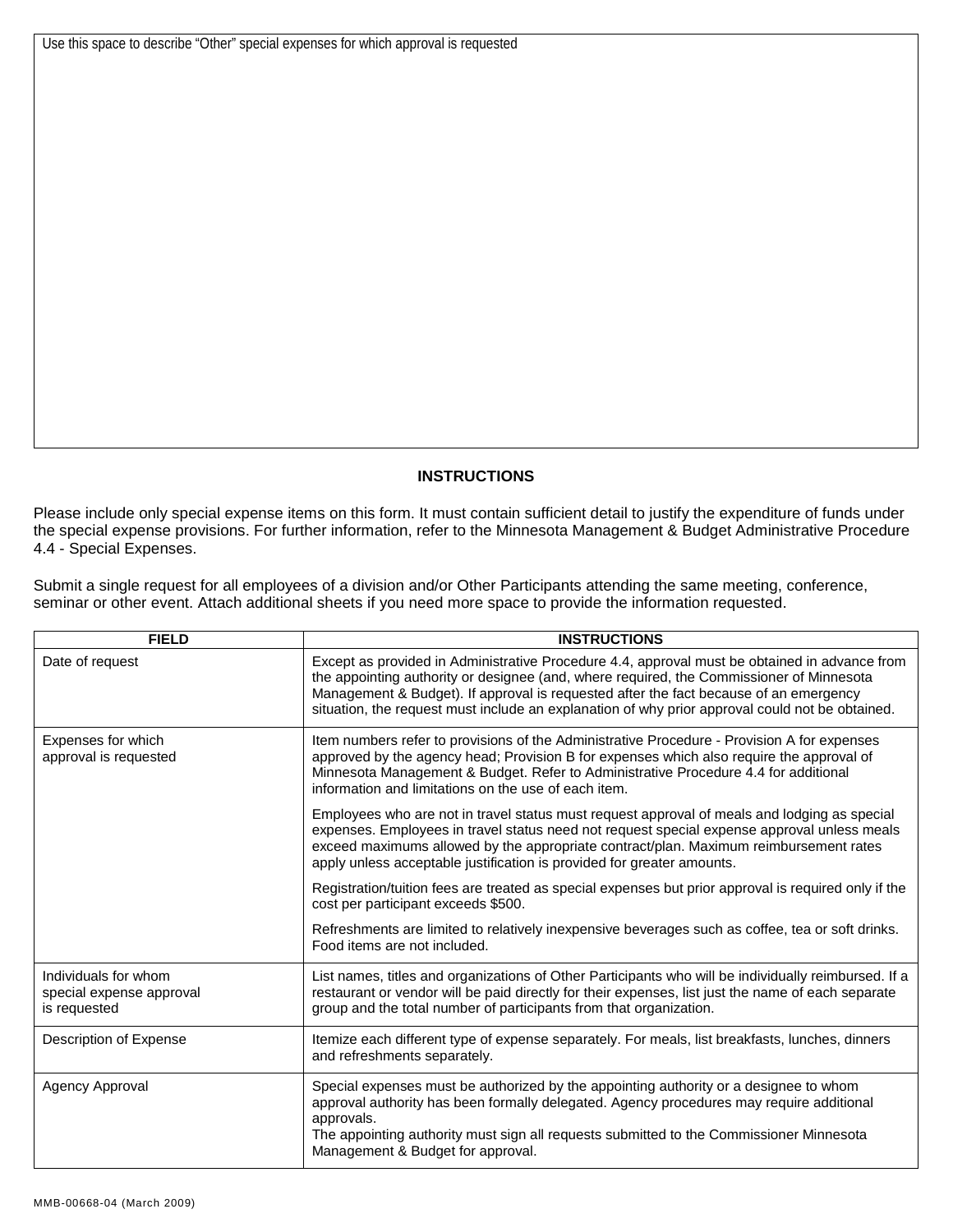Use this space to describe "Other" special expenses for which approval is requested

## INSTRUCTIONS

Please include only special expense items on this form. It must contain sufficient detail to justify the expenditure of funds under the special expense provisions. For further information, refer to the Minnesota Management & Budget Administrative Procedure 4.4 - Special Expenses.

Submit a single request for all employees of a division and/or Other Participants attending the same meeting, conference, seminar or other event. Attach additional sheets if you need more space to provide the information requested.

| FIELD | INSTRUCTIONS |
|---|---|
| Date of request | Except as provided in Administrative Procedure 4.4, approval must be obtained in advance from the appointing authority or designee (and, where required, the Commissioner of Minnesota Management & Budget). If approval is requested after the fact because of an emergency situation, the request must include an explanation of why prior approval could not be obtained. |
| Expenses for which approval is requested | Item numbers refer to provisions of the Administrative Procedure - Provision A for expenses approved by the agency head; Provision B for expenses which also require the approval of Minnesota Management & Budget. Refer to Administrative Procedure 4.4 for additional information and limitations on the use of each item.<br><br>Employees who are not in travel status must request approval of meals and lodging as special expenses. Employees in travel status need not request special expense approval unless meals exceed maximums allowed by the appropriate contract/plan. Maximum reimbursement rates apply unless acceptable justification is provided for greater amounts.<br><br>Registration/tuition fees are treated as special expenses but prior approval is required only if the cost per participant exceeds $500.<br><br>Refreshments are limited to relatively inexpensive beverages such as coffee, tea or soft drinks. Food items are not included. |
| Individuals for whom special expense approval is requested | List names, titles and organizations of Other Participants who will be individually reimbursed. If a restaurant or vendor will be paid directly for their expenses, list just the name of each separate group and the total number of participants from that organization. |
| Description of Expense | Itemize each different type of expense separately. For meals, list breakfasts, lunches, dinners and refreshments separately. |
| Agency Approval | Special expenses must be authorized by the appointing authority or a designee to whom approval authority has been formally delegated. Agency procedures may require additional approvals.<br>The appointing authority must sign all requests submitted to the Commissioner Minnesota Management & Budget for approval. |

MMB-00668-04 (March 2009)